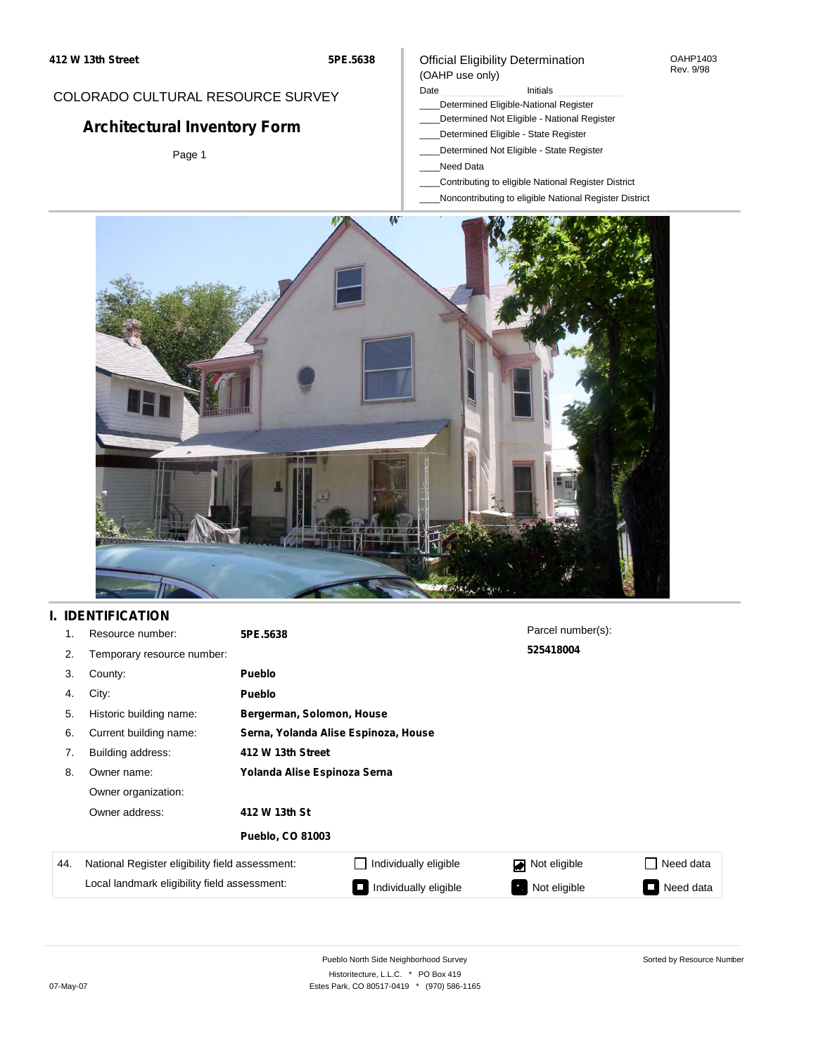412 W 13th Street — 5PE.5638

COLORADO CULTURAL RESOURCE SURVEY

# Architectural Inventory Form

Page 1

Official Eligibility Determination
(OAHP use only)

OAHP1403
Rev. 9/98

Date ____________ Initials ____________

____Determined Eligible-National Register
____Determined Not Eligible - National Register
____Determined Eligible - State Register
____Determined Not Eligible - State Register
____Need Data
____Contributing to eligible National Register District
____Noncontributing to eligible National Register District

## I. IDENTIFICATION

1. Resource number: **5PE.5638**
2. Temporary resource number:
3. County: **Pueblo**
4. City: **Pueblo**
5. Historic building name: **Bergerman, Solomon, House**
6. Current building name: **Serna, Yolanda Alise Espinoza, House**
7. Building address: **412 W 13th Street**
8. Owner name: **Yolanda Alise Espinoza Serna**

   Owner organization:

   Owner address: **412 W 13th St**

   **Pueblo, CO 81003**

Parcel number(s): **525418004**

| 44. | | | | |
|---|---|---|---|---|
| National Register eligibility field assessment: | ☐ Individually eligible | ☑ Not eligible | ☐ Need data |
| Local landmark eligibility field assessment: | ☐ Individually eligible | ☐ Not eligible | ☐ Need data |

Pueblo North Side Neighborhood Survey
Historitecture, L.L.C. * PO Box 419
Estes Park, CO 80517-0419 * (970) 586-1165

Sorted by Resource Number

07-May-07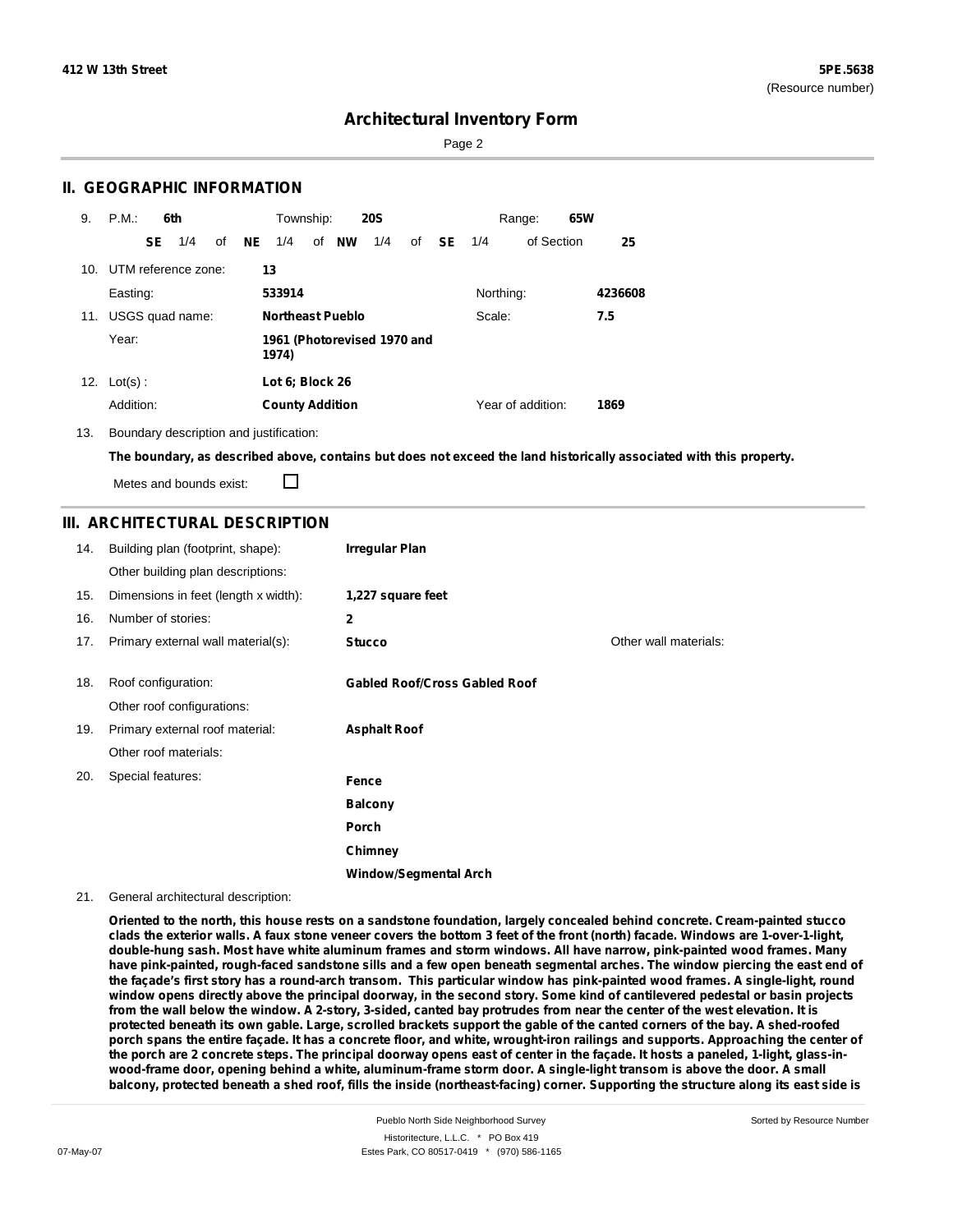## II. GEOGRAPHIC INFORMATION

9. P.M.: **6th** Township: **20S** Range: **65W**

**SE** 1/4 of **NE** 1/4 of **NW** 1/4 of **SE** 1/4 of Section **25**

10. UTM reference zone: **13**

Easting: **533914** Northing: **4236608**

11. USGS quad name: **Northeast Pueblo** Scale: **7.5**

Year: **1961 (Photorevised 1970 and 1974)**

12. Lot(s): **Lot 6; Block 26**

Addition: **County Addition** Year of addition: **1869**

13. Boundary description and justification:

**The boundary, as described above, contains but does not exceed the land historically associated with this property.**

Metes and bounds exist: ☐

## III. ARCHITECTURAL DESCRIPTION

| | | | |
|---|---|---|---|
| 14. | Building plan (footprint, shape): | **Irregular Plan** | |
| | Other building plan descriptions: | | |
| 15. | Dimensions in feet (length x width): | **1,227 square feet** | |
| 16. | Number of stories: | **2** | |
| 17. | Primary external wall material(s): | **Stucco** | Other wall materials: |
| 18. | Roof configuration: | **Gabled Roof/Cross Gabled Roof** | |
| | Other roof configurations: | | |
| 19. | Primary external roof material: | **Asphalt Roof** | |
| | Other roof materials: | | |
| 20. | Special features: | **Fence** | |
| | | **Balcony** | |
| | | **Porch** | |
| | | **Chimney** | |
| | | **Window/Segmental Arch** | |

21. General architectural description:

**Oriented to the north, this house rests on a sandstone foundation, largely concealed behind concrete. Cream-painted stucco clads the exterior walls. A faux stone veneer covers the bottom 3 feet of the front (north) facade. Windows are 1-over-1-light, double-hung sash. Most have white aluminum frames and storm windows. All have narrow, pink-painted wood frames. Many have pink-painted, rough-faced sandstone sills and a few open beneath segmental arches. The window piercing the east end of the façade's first story has a round-arch transom. This particular window has pink-painted wood frames. A single-light, round window opens directly above the principal doorway, in the second story. Some kind of cantilevered pedestal or basin projects from the wall below the window. A 2-story, 3-sided, canted bay protrudes from near the center of the west elevation. It is protected beneath its own gable. Large, scrolled brackets support the gable of the canted corners of the bay. A shed-roofed porch spans the entire façade. It has a concrete floor, and white, wrought-iron railings and supports. Approaching the center of the porch are 2 concrete steps. The principal doorway opens east of center in the façade. It hosts a paneled, 1-light, glass-in-wood-frame door, opening behind a white, aluminum-frame storm door. A single-light transom is above the door. A small balcony, protected beneath a shed roof, fills the inside (northeast-facing) corner. Supporting the structure along its east side is**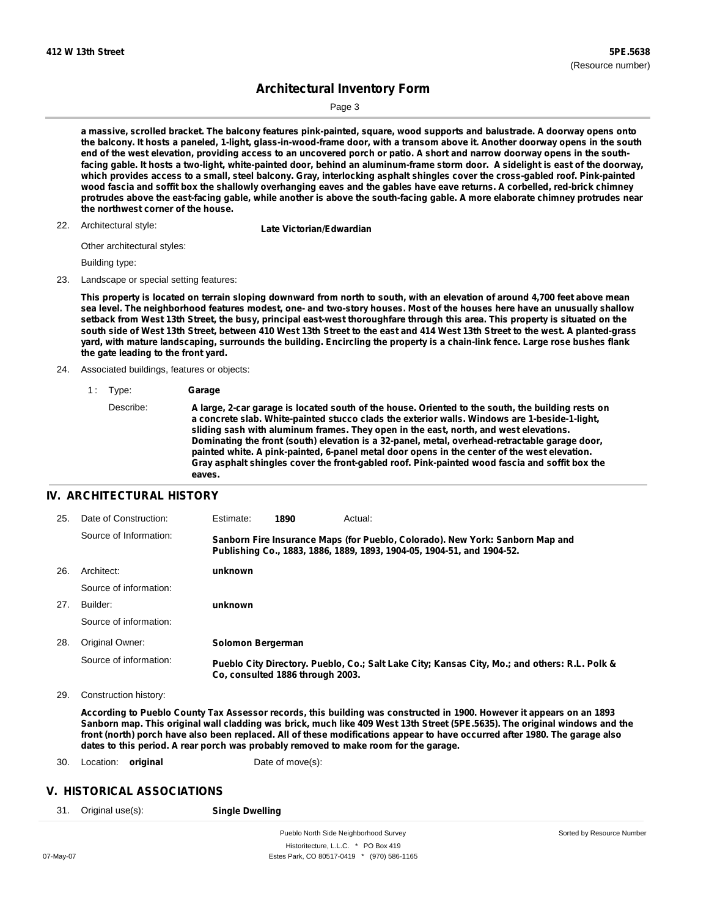a massive, scrolled bracket. The balcony features pink-painted, square, wood supports and balustrade. A doorway opens onto the balcony. It hosts a paneled, 1-light, glass-in-wood-frame door, with a transom above it. Another doorway opens in the south end of the west elevation, providing access to an uncovered porch or patio. A short and narrow doorway opens in the south-facing gable. It hosts a two-light, white-painted door, behind an aluminum-frame storm door. A sidelight is east of the doorway, which provides access to a small, steel balcony. Gray, interlocking asphalt shingles cover the cross-gabled roof. Pink-painted wood fascia and soffit box the shallowly overhanging eaves and the gables have eave returns. A corbelled, red-brick chimney protrudes above the east-facing gable, while another is above the south-facing gable. A more elaborate chimney protrudes near the northwest corner of the house.

22. Architectural style: **Late Victorian/Edwardian**

Other architectural styles:

Building type:

23. Landscape or special setting features:

**This property is located on terrain sloping downward from north to south, with an elevation of around 4,700 feet above mean sea level. The neighborhood features modest, one- and two-story houses. Most of the houses here have an unusually shallow setback from West 13th Street, the busy, principal east-west thoroughfare through this area. This property is situated on the south side of West 13th Street, between 410 West 13th Street to the east and 414 West 13th Street to the west. A planted-grass yard, with mature landscaping, surrounds the building. Encircling the property is a chain-link fence. Large rose bushes flank the gate leading to the front yard.**

24. Associated buildings, features or objects:

1 : Type: **Garage**

Describe: **A large, 2-car garage is located south of the house. Oriented to the south, the building rests on a concrete slab. White-painted stucco clads the exterior walls. Windows are 1-beside-1-light, sliding sash with aluminum frames. They open in the east, north, and west elevations. Dominating the front (south) elevation is a 32-panel, metal, overhead-retractable garage door, painted white. A pink-painted, 6-panel metal door opens in the center of the west elevation. Gray asphalt shingles cover the front-gabled roof. Pink-painted wood fascia and soffit box the eaves.**

## IV. ARCHITECTURAL HISTORY

25. Date of Construction: Estimate: **1890** Actual:

Source of Information: **Sanborn Fire Insurance Maps (for Pueblo, Colorado). New York: Sanborn Map and Publishing Co., 1883, 1886, 1889, 1893, 1904-05, 1904-51, and 1904-52.**

26. Architect: **unknown**

Source of information:

27. Builder: **unknown**

Source of information:

28. Original Owner: **Solomon Bergerman**

Source of information: **Pueblo City Directory. Pueblo, Co.; Salt Lake City; Kansas City, Mo.; and others: R.L. Polk & Co, consulted 1886 through 2003.**

29. Construction history:

**According to Pueblo County Tax Assessor records, this building was constructed in 1900. However it appears on an 1893 Sanborn map. This original wall cladding was brick, much like 409 West 13th Street (5PE.5635). The original windows and the front (north) porch have also been replaced. All of these modifications appear to have occurred after 1980. The garage also dates to this period. A rear porch was probably removed to make room for the garage.**

30. Location: **original** Date of move(s):

## V. HISTORICAL ASSOCIATIONS

31. Original use(s): **Single Dwelling**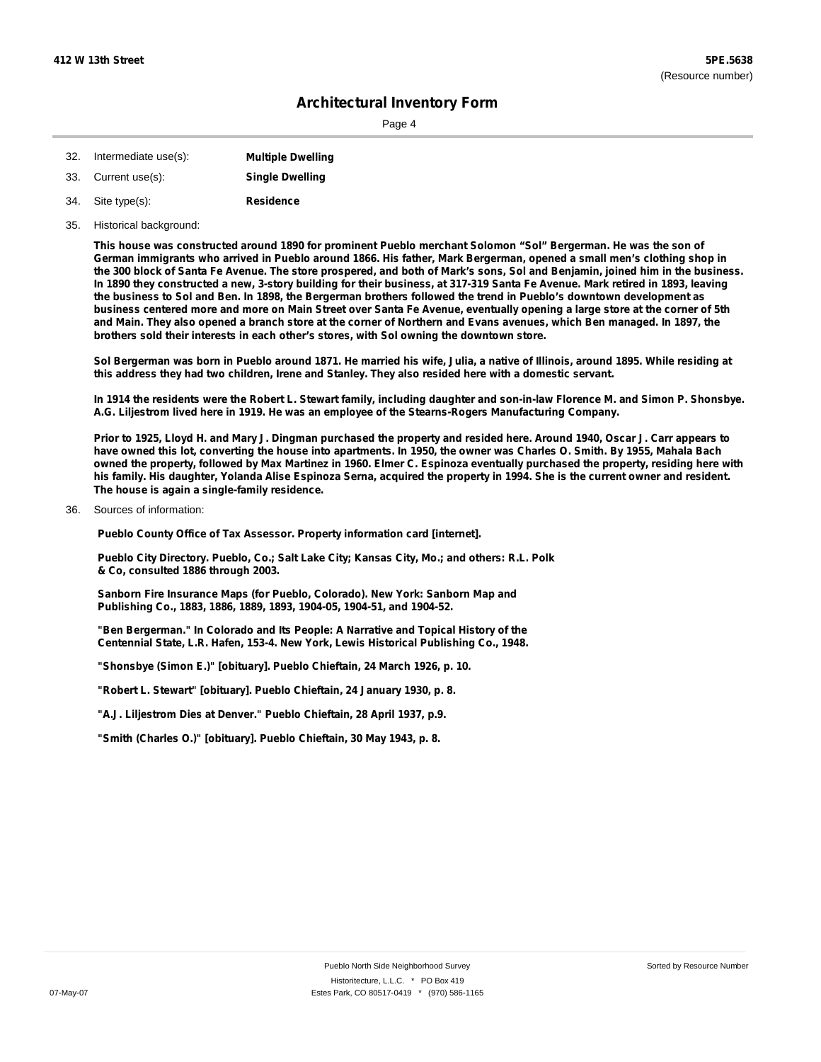## Architectural Inventory Form

32. Intermediate use(s): **Multiple Dwelling**

33. Current use(s): **Single Dwelling**

34. Site type(s): **Residence**

35. Historical background:

**This house was constructed around 1890 for prominent Pueblo merchant Solomon "Sol" Bergerman. He was the son of German immigrants who arrived in Pueblo around 1866. His father, Mark Bergerman, opened a small men's clothing shop in the 300 block of Santa Fe Avenue. The store prospered, and both of Mark's sons, Sol and Benjamin, joined him in the business. In 1890 they constructed a new, 3-story building for their business, at 317-319 Santa Fe Avenue. Mark retired in 1893, leaving the business to Sol and Ben. In 1898, the Bergerman brothers followed the trend in Pueblo's downtown development as business centered more and more on Main Street over Santa Fe Avenue, eventually opening a large store at the corner of 5th and Main. They also opened a branch store at the corner of Northern and Evans avenues, which Ben managed. In 1897, the brothers sold their interests in each other's stores, with Sol owning the downtown store.**

**Sol Bergerman was born in Pueblo around 1871. He married his wife, Julia, a native of Illinois, around 1895. While residing at this address they had two children, Irene and Stanley. They also resided here with a domestic servant.**

**In 1914 the residents were the Robert L. Stewart family, including daughter and son-in-law Florence M. and Simon P. Shonsbye. A.G. Liljestrom lived here in 1919. He was an employee of the Stearns-Rogers Manufacturing Company.**

**Prior to 1925, Lloyd H. and Mary J. Dingman purchased the property and resided here. Around 1940, Oscar J. Carr appears to have owned this lot, converting the house into apartments. In 1950, the owner was Charles O. Smith. By 1955, Mahala Bach owned the property, followed by Max Martinez in 1960. Elmer C. Espinoza eventually purchased the property, residing here with his family. His daughter, Yolanda Alise Espinoza Serna, acquired the property in 1994. She is the current owner and resident. The house is again a single-family residence.**

36. Sources of information:

**Pueblo County Office of Tax Assessor. Property information card [internet].**

**Pueblo City Directory. Pueblo, Co.; Salt Lake City; Kansas City, Mo.; and others: R.L. Polk & Co, consulted 1886 through 2003.**

**Sanborn Fire Insurance Maps (for Pueblo, Colorado). New York: Sanborn Map and Publishing Co., 1883, 1886, 1889, 1893, 1904-05, 1904-51, and 1904-52.**

**"Ben Bergerman." In Colorado and Its People: A Narrative and Topical History of the Centennial State, L.R. Hafen, 153-4. New York, Lewis Historical Publishing Co., 1948.**

**"Shonsbye (Simon E.)" [obituary]. Pueblo Chieftain, 24 March 1926, p. 10.**

**"Robert L. Stewart" [obituary]. Pueblo Chieftain, 24 January 1930, p. 8.**

**"A.J. Liljestrom Dies at Denver." Pueblo Chieftain, 28 April 1937, p.9.**

**"Smith (Charles O.)" [obituary]. Pueblo Chieftain, 30 May 1943, p. 8.**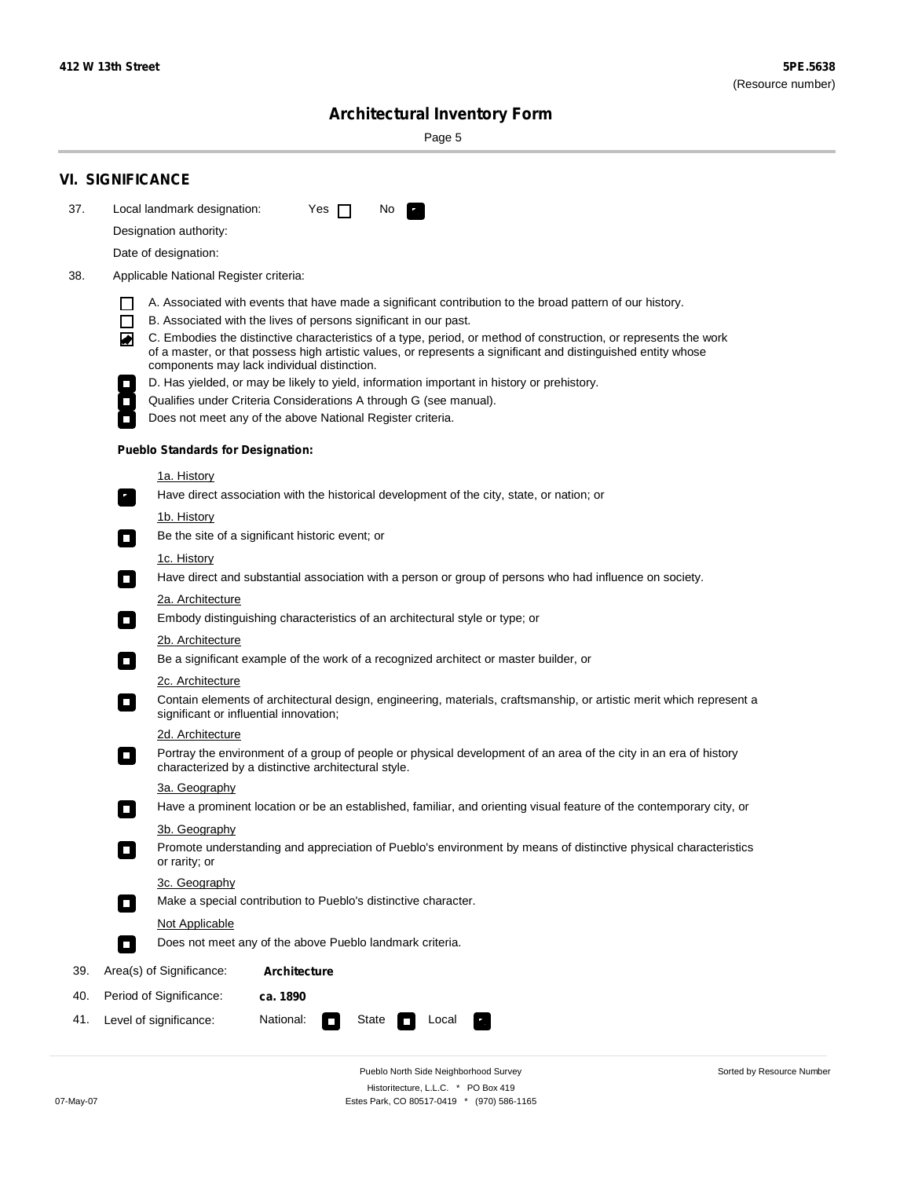## VI. SIGNIFICANCE

37. Local landmark designation: Yes ☐ No ☒

Designation authority:

Date of designation:

38. Applicable National Register criteria:

- ☐ A. Associated with events that have made a significant contribution to the broad pattern of our history.
- ☐ B. Associated with the lives of persons significant in our past.
- ☒ C. Embodies the distinctive characteristics of a type, period, or method of construction, or represents the work of a master, or that possess high artistic values, or represents a significant and distinguished entity whose components may lack individual distinction.
- ☐ D. Has yielded, or may be likely to yield, information important in history or prehistory.
- ☐ Qualifies under Criteria Considerations A through G (see manual).
- ☐ Does not meet any of the above National Register criteria.

**Pueblo Standards for Designation:**

1a. History
- ☒ Have direct association with the historical development of the city, state, or nation; or

1b. History
- ☐ Be the site of a significant historic event; or

1c. History
- ☐ Have direct and substantial association with a person or group of persons who had influence on society.

2a. Architecture
- ☐ Embody distinguishing characteristics of an architectural style or type; or

2b. Architecture
- ☐ Be a significant example of the work of a recognized architect or master builder, or

2c. Architecture
- ☐ Contain elements of architectural design, engineering, materials, craftsmanship, or artistic merit which represent a significant or influential innovation;

2d. Architecture
- ☐ Portray the environment of a group of people or physical development of an area of the city in an era of history characterized by a distinctive architectural style.

3a. Geography
- ☐ Have a prominent location or be an established, familiar, and orienting visual feature of the contemporary city, or

3b. Geography
- ☐ Promote understanding and appreciation of Pueblo's environment by means of distinctive physical characteristics or rarity; or

3c. Geography
- ☐ Make a special contribution to Pueblo's distinctive character.

Not Applicable
- ☐ Does not meet any of the above Pueblo landmark criteria.

39. Area(s) of Significance: **Architecture**

40. Period of Significance: **ca. 1890**

41. Level of significance: National: ☐ State ☐ Local ☒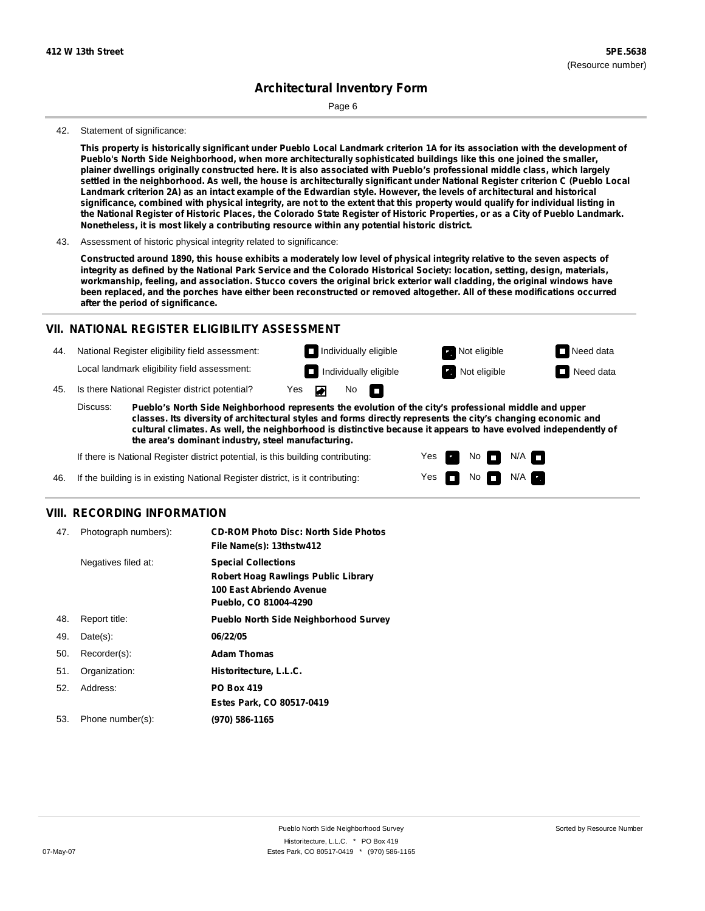# Architectural Inventory Form

42. Statement of significance:

**This property is historically significant under Pueblo Local Landmark criterion 1A for its association with the development of Pueblo's North Side Neighborhood, when more architecturally sophisticated buildings like this one joined the smaller, plainer dwellings originally constructed here. It is also associated with Pueblo's professional middle class, which largely settled in the neighborhood. As well, the house is architecturally significant under National Register criterion C (Pueblo Local Landmark criterion 2A) as an intact example of the Edwardian style. However, the levels of architectural and historical significance, combined with physical integrity, are not to the extent that this property would qualify for individual listing in the National Register of Historic Places, the Colorado State Register of Historic Properties, or as a City of Pueblo Landmark. Nonetheless, it is most likely a contributing resource within any potential historic district.**

43. Assessment of historic physical integrity related to significance:

**Constructed around 1890, this house exhibits a moderately low level of physical integrity relative to the seven aspects of integrity as defined by the National Park Service and the Colorado Historical Society: location, setting, design, materials, workmanship, feeling, and association. Stucco covers the original brick exterior wall cladding, the original windows have been replaced, and the porches have either been reconstructed or removed altogether. All of these modifications occurred after the period of significance.**

## VII. NATIONAL REGISTER ELIGIBILITY ASSESSMENT

44. National Register eligibility field assessment: ☐ Individually eligible ☑ Not eligible ☐ Need data

Local landmark eligibility field assessment: ☐ Individually eligible ☑ Not eligible ☐ Need data

45. Is there National Register district potential? Yes ☑ No ☐

Discuss: **Pueblo's North Side Neighborhood represents the evolution of the city's professional middle and upper classes. Its diversity of architectural styles and forms directly represents the city's changing economic and cultural climates. As well, the neighborhood is distinctive because it appears to have evolved independently of the area's dominant industry, steel manufacturing.**

If there is National Register district potential, is this building contributing: Yes ☑ No ☐ N/A ☐

46. If the building is in existing National Register district, is it contributing: Yes ☐ No ☐ N/A ☑

## VIII. RECORDING INFORMATION

| | | |
|---|---|---|
| 47. | Photograph numbers): | **CD-ROM Photo Disc: North Side Photos**<br>**File Name(s): 13thstw412** |
| | Negatives filed at: | **Special Collections**<br>**Robert Hoag Rawlings Public Library**<br>**100 East Abriendo Avenue**<br>**Pueblo, CO 81004-4290** |
| 48. | Report title: | **Pueblo North Side Neighborhood Survey** |
| 49. | Date(s): | **06/22/05** |
| 50. | Recorder(s): | **Adam Thomas** |
| 51. | Organization: | **Historitecture, L.L.C.** |
| 52. | Address: | **PO Box 419**<br>**Estes Park, CO 80517-0419** |
| 53. | Phone number(s): | **(970) 586-1165** |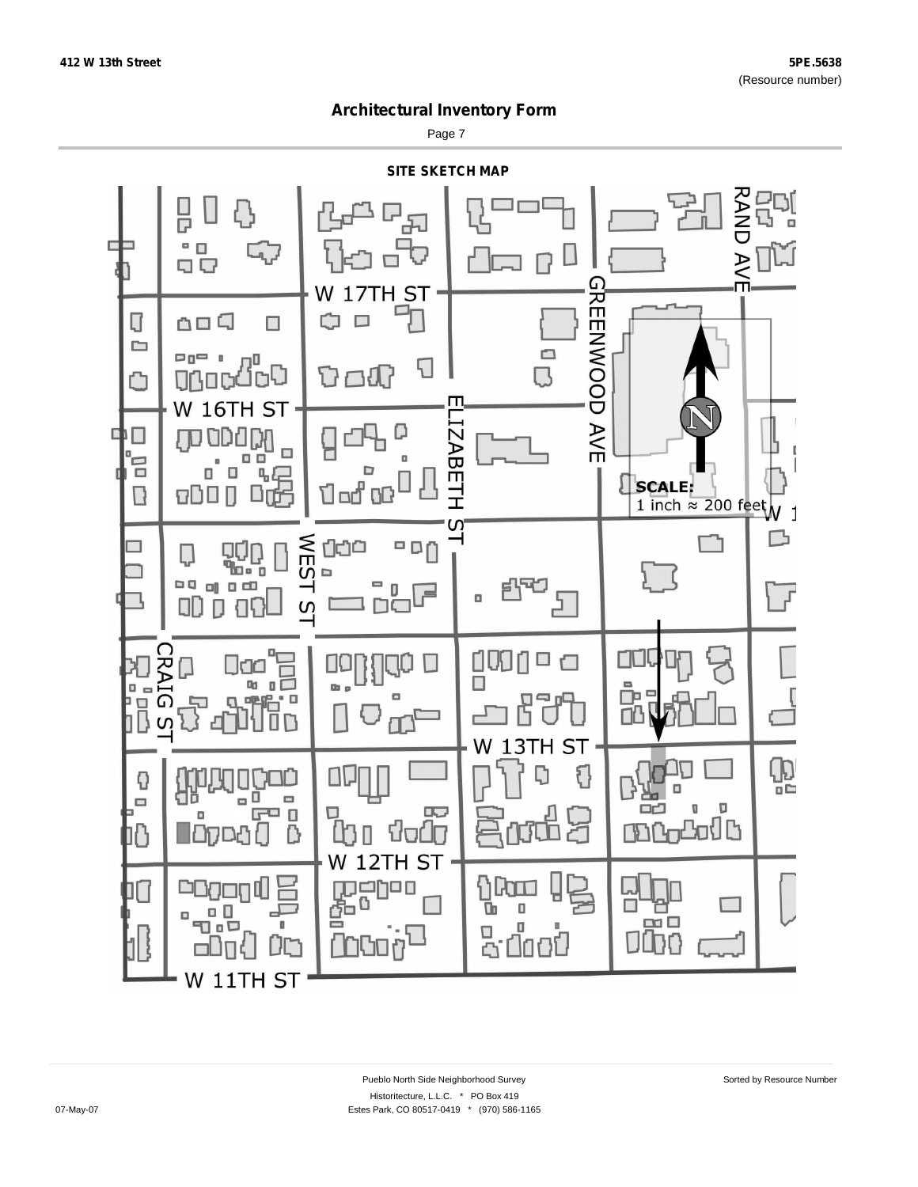412 W 13th Street

5PE.5638
(Resource number)

# Architectural Inventory Form

Page 7

## SITE SKETCH MAP

W 17TH ST

W 16TH ST

W 13TH ST

W 12TH ST

W 11TH ST

RAND AVE

GREENWOOD AVE

ELIZABETH ST

WEST ST

CRAIG ST

SCALE:
1 inch ≈ 200 feet

Pueblo North Side Neighborhood Survey

Historitecture, L.L.C. * PO Box 419

Estes Park, CO 80517-0419 * (970) 586-1165

07-May-07

Sorted by Resource Number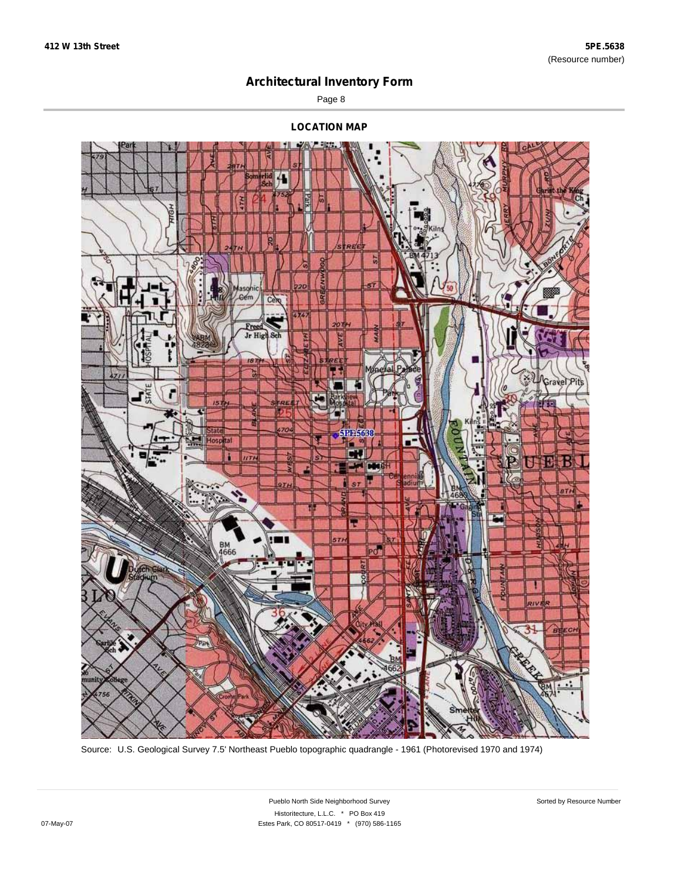412 W 13th Street

5PE.5638
(Resource number)

# Architectural Inventory Form

Page 8

## LOCATION MAP

Source: U.S. Geological Survey 7.5' Northeast Pueblo topographic quadrangle - 1961 (Photorevised 1970 and 1974)

Pueblo North Side Neighborhood Survey
Historitecture, L.L.C. * PO Box 419
Estes Park, CO 80517-0419 * (970) 586-1165

Sorted by Resource Number

07-May-07